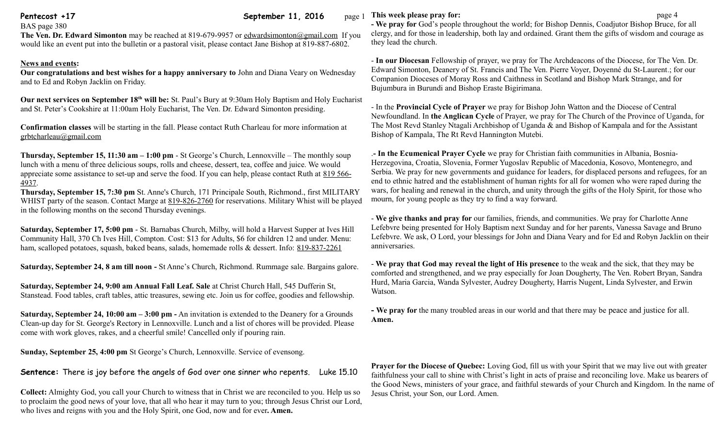**Pentecost +17** **September 11, 2016**

BAS page 380

**The Ven. Dr. Edward Simonton** may be reached at 819-679-9957 or edwardsimonton@gmail.com If you would like an event put into the bulletin or a pastoral visit, please contact Jane Bishop at 819-887-6802.

**News and events:**

**Our congratulations and best wishes for a happy anniversary to** John and Diana Veary on Wednesday and to Ed and Robyn Jacklin on Friday.

**Our next services on September 18th will be:** St. Paul's Bury at 9:30am Holy Baptism and Holy Eucharist and St. Peter's Cookshire at 11:00am Holy Eucharist, The Ven. Dr. Edward Simonton presiding.

**Confirmation classes** will be starting in the fall. Please contact Ruth Charleau for more information at grbtcharleau@gmail.com

**Thursday, September 15, 11:30 am – 1:00 pm** - St George's Church, Lennoxville – The monthly soup lunch with a menu of three delicious soups, rolls and cheese, dessert, tea, coffee and juice. We would appreciate some assistance to set-up and serve the food. If you can help, please contact Ruth at 819 566-4937.

**Thursday, September 15, 7:30 pm** St. Anne's Church, 171 Principale South, Richmond., first MILITARY WHIST party of the season. Contact Marge at 819-826-2760 for reservations. Military Whist will be played in the following months on the second Thursday evenings.

**Saturday, September 17, 5:00 pm** - St. Barnabas Church, Milby, will hold a Harvest Supper at Ives Hill Community Hall, 370 Ch Ives Hill, Compton. Cost: $13 for Adults, $6 for children 12 and under. Menu: ham, scalloped potatoes, squash, baked beans, salads, homemade rolls & dessert. Info: 819-837-2261

**Saturday, September 24, 8 am till noon -** St Anne's Church, Richmond. Rummage sale. Bargains galore.

**Saturday, September 24, 9:00 am Annual Fall Leaf. Sale** at Christ Church Hall, 545 Dufferin St, Stanstead. Food tables, craft tables, attic treasures, sewing etc. Join us for coffee, goodies and fellowship.

**Saturday, September 24, 10:00 am – 3:00 pm -** An invitation is extended to the Deanery for a Grounds Clean-up day for St. George's Rectory in Lennoxville. Lunch and a list of chores will be provided. Please come with work gloves, rakes, and a cheerful smile! Cancelled only if pouring rain.

**Sunday, September 25, 4:00 pm** St George's Church, Lennoxville. Service of evensong.

**Sentence:** There is joy before the angels of God over one sinner who repents. Luke 15.10

**Collect:** Almighty God, you call your Church to witness that in Christ we are reconciled to you. Help us so to proclaim the good news of your love, that all who hear it may turn to you; through Jesus Christ our Lord, who lives and reigns with you and the Holy Spirit, one God, now and for ever**. Amen.**

**This week please pray for:**

**- We pray for** God's people throughout the world; for Bishop Dennis, Coadjutor Bishop Bruce, for all clergy, and for those in leadership, both lay and ordained. Grant them the gifts of wisdom and courage as they lead the church.

- **In our Diocesan** Fellowship of prayer, we pray for The Archdeacons of the Diocese, for The Ven. Dr. Edward Simonton, Deanery of St. Francis and The Ven. Pierre Voyer, Doyenné du St-Laurent.; for our Companion Dioceses of Moray Ross and Caithness in Scotland and Bishop Mark Strange, and for Bujumbura in Burundi and Bishop Eraste Bigirimana.

- In the **Provincial Cycle of Prayer** we pray for Bishop John Watton and the Diocese of Central Newfoundland. In **the Anglican Cycle** of Prayer, we pray for The Church of the Province of Uganda, for The Most Revd Stanley Ntagali Archbishop of Uganda & and Bishop of Kampala and for the Assistant Bishop of Kampala, The Rt Revd Hannington Mutebi.

.**- In the Ecumenical Prayer Cycle** we pray for Christian faith communities in Albania, Bosnia-Herzegovina, Croatia, Slovenia, Former Yugoslav Republic of Macedonia, Kosovo, Montenegro, and Serbia. We pray for new governments and guidance for leaders, for displaced persons and refugees, for an end to ethnic hatred and the establishment of human rights for all for women who were raped during the wars, for healing and renewal in the church, and unity through the gifts of the Holy Spirit, for those who mourn, for young people as they try to find a way forward.

- **We give thanks and pray for** our families, friends, and communities. We pray for Charlotte Anne Lefebvre being presented for Holy Baptism next Sunday and for her parents, Vanessa Savage and Bruno Lefebvre. We ask, O Lord, your blessings for John and Diana Veary and for Ed and Robyn Jacklin on their anniversaries.

- **We pray that God may reveal the light of His presence** to the weak and the sick, that they may be comforted and strengthened, and we pray especially for Joan Dougherty, The Ven. Robert Bryan, Sandra Hurd, Maria Garcia, Wanda Sylvester, Audrey Dougherty, Harris Nugent, Linda Sylvester, and Erwin Watson.

**- We pray for** the many troubled areas in our world and that there may be peace and justice for all. **Amen.**

**Prayer for the Diocese of Quebec:** Loving God, fill us with your Spirit that we may live out with greater faithfulness your call to shine with Christ's light in acts of praise and reconciling love. Make us bearers of the Good News, ministers of your grace, and faithful stewards of your Church and Kingdom. In the name of Jesus Christ, your Son, our Lord. Amen.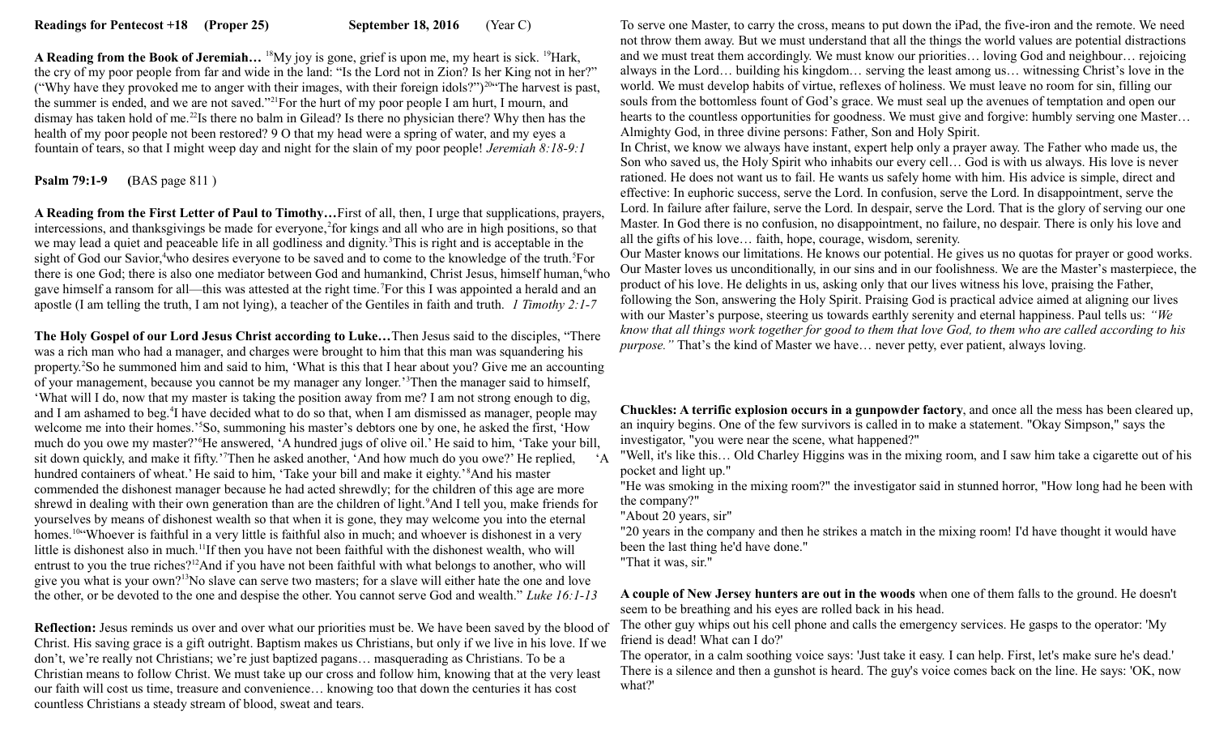**Readings for Pentecost +18 (Proper 25) September 18, 2016 (Year C)**

**A Reading from the Book of Jeremiah…** [18]My joy is gone, grief is upon me, my heart is sick. [19]Hark, the cry of my poor people from far and wide in the land: "Is the Lord not in Zion? Is her King not in her?" ("Why have they provoked me to anger with their images, with their foreign idols?")[20]"The harvest is past, the summer is ended, and we are not saved."[21]For the hurt of my poor people I am hurt, I mourn, and dismay has taken hold of me.[22]Is there no balm in Gilead? Is there no physician there? Why then has the health of my poor people not been restored? 9 O that my head were a spring of water, and my eyes a fountain of tears, so that I might weep day and night for the slain of my poor people! *Jeremiah 8:18-9:1*

**Psalm 79:1-9** (BAS page 811 )

**A Reading from the First Letter of Paul to Timothy…**First of all, then, I urge that supplications, prayers, intercessions, and thanksgivings be made for everyone,[2]for kings and all who are in high positions, so that we may lead a quiet and peaceable life in all godliness and dignity.[3]This is right and is acceptable in the sight of God our Savior,[4]who desires everyone to be saved and to come to the knowledge of the truth.[5]For there is one God; there is also one mediator between God and humankind, Christ Jesus, himself human,[6]who gave himself a ransom for all—this was attested at the right time.[7]For this I was appointed a herald and an apostle (I am telling the truth, I am not lying), a teacher of the Gentiles in faith and truth. *1 Timothy 2:1-7*

**The Holy Gospel of our Lord Jesus Christ according to Luke…**Then Jesus said to the disciples, "There was a rich man who had a manager, and charges were brought to him that this man was squandering his property.[2]So he summoned him and said to him, 'What is this that I hear about you? Give me an accounting of your management, because you cannot be my manager any longer.'[3]Then the manager said to himself, 'What will I do, now that my master is taking the position away from me? I am not strong enough to dig, and I am ashamed to beg.[4]I have decided what to do so that, when I am dismissed as manager, people may welcome me into their homes.'[5]So, summoning his master's debtors one by one, he asked the first, 'How much do you owe my master?'[6]He answered, 'A hundred jugs of olive oil.' He said to him, 'Take your bill, sit down quickly, and make it fifty.'[7]Then he asked another, 'And how much do you owe?' He replied, 'A hundred containers of wheat.' He said to him, 'Take your bill and make it eighty.'[8]And his master commended the dishonest manager because he had acted shrewdly; for the children of this age are more shrewd in dealing with their own generation than are the children of light.[9]And I tell you, make friends for yourselves by means of dishonest wealth so that when it is gone, they may welcome you into the eternal homes.[10]"Whoever is faithful in a very little is faithful also in much; and whoever is dishonest in a very little is dishonest also in much.[11]If then you have not been faithful with the dishonest wealth, who will entrust to you the true riches?[12]And if you have not been faithful with what belongs to another, who will give you what is your own?[13]No slave can serve two masters; for a slave will either hate the one and love the other, or be devoted to the one and despise the other. You cannot serve God and wealth." *Luke 16:1-13*

**Reflection:** Jesus reminds us over and over what our priorities must be. We have been saved by the blood of Christ. His saving grace is a gift outright. Baptism makes us Christians, but only if we live in his love. If we don't, we're really not Christians; we're just baptized pagans… masquerading as Christians. To be a Christian means to follow Christ. We must take up our cross and follow him, knowing that at the very least our faith will cost us time, treasure and convenience… knowing too that down the centuries it has cost countless Christians a steady stream of blood, sweat and tears.

To serve one Master, to carry the cross, means to put down the iPad, the five-iron and the remote. We need not throw them away. But we must understand that all the things the world values are potential distractions and we must treat them accordingly. We must know our priorities… loving God and neighbour… rejoicing always in the Lord… building his kingdom… serving the least among us… witnessing Christ's love in the world. We must develop habits of virtue, reflexes of holiness. We must leave no room for sin, filling our souls from the bottomless fount of God's grace. We must seal up the avenues of temptation and open our hearts to the countless opportunities for goodness. We must give and forgive: humbly serving one Master… Almighty God, in three divine persons: Father, Son and Holy Spirit.

In Christ, we know we always have instant, expert help only a prayer away. The Father who made us, the Son who saved us, the Holy Spirit who inhabits our every cell… God is with us always. His love is never rationed. He does not want us to fail. He wants us safely home with him. His advice is simple, direct and effective: In euphoric success, serve the Lord. In confusion, serve the Lord. In disappointment, serve the Lord. In failure after failure, serve the Lord. In despair, serve the Lord. That is the glory of serving our one Master. In God there is no confusion, no disappointment, no failure, no despair. There is only his love and all the gifts of his love… faith, hope, courage, wisdom, serenity.

Our Master knows our limitations. He knows our potential. He gives us no quotas for prayer or good works. Our Master loves us unconditionally, in our sins and in our foolishness. We are the Master's masterpiece, the product of his love. He delights in us, asking only that our lives witness his love, praising the Father, following the Son, answering the Holy Spirit. Praising God is practical advice aimed at aligning our lives with our Master's purpose, steering us towards earthly serenity and eternal happiness. Paul tells us: *"We know that all things work together for good to them that love God, to them who are called according to his purpose."* That's the kind of Master we have… never petty, ever patient, always loving.

**Chuckles: A terrific explosion occurs in a gunpowder factory**, and once all the mess has been cleared up, an inquiry begins. One of the few survivors is called in to make a statement. "Okay Simpson," says the investigator, "you were near the scene, what happened?"

"Well, it's like this… Old Charley Higgins was in the mixing room, and I saw him take a cigarette out of his pocket and light up."

"He was smoking in the mixing room?" the investigator said in stunned horror, "How long had he been with the company?"

"About 20 years, sir"

"20 years in the company and then he strikes a match in the mixing room! I'd have thought it would have been the last thing he'd have done."

"That it was, sir."

**A couple of New Jersey hunters are out in the woods** when one of them falls to the ground. He doesn't seem to be breathing and his eyes are rolled back in his head.

The other guy whips out his cell phone and calls the emergency services. He gasps to the operator: 'My friend is dead! What can I do?'

The operator, in a calm soothing voice says: 'Just take it easy. I can help. First, let's make sure he's dead.' There is a silence and then a gunshot is heard. The guy's voice comes back on the line. He says: 'OK, now what?'